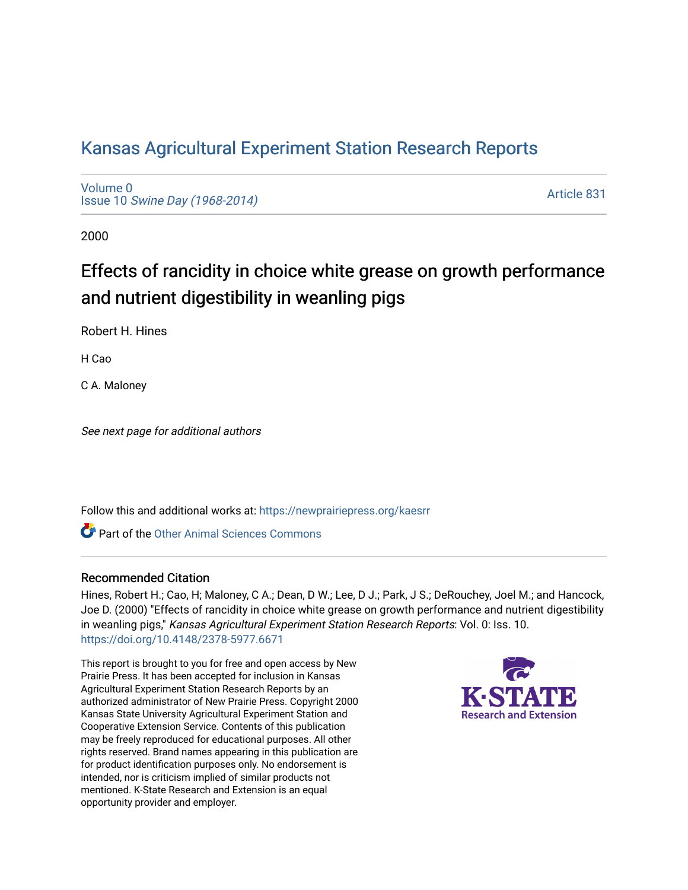# Kansas Agricultural Experiment Station Research Reports

Volume 0
Issue 10 *Swine Day (1968-2014)*

Article 831

2000

## Effects of rancidity in choice white grease on growth performance and nutrient digestibility in weanling pigs

Robert H. Hines

H Cao

C A. Maloney

*See next page for additional authors*

Follow this and additional works at: https://newprairiepress.org/kaesrr

Part of the Other Animal Sciences Commons

### Recommended Citation

Hines, Robert H.; Cao, H; Maloney, C A.; Dean, D W.; Lee, D J.; Park, J S.; DeRouchey, Joel M.; and Hancock, Joe D. (2000) "Effects of rancidity in choice white grease on growth performance and nutrient digestibility in weanling pigs," *Kansas Agricultural Experiment Station Research Reports*: Vol. 0: Iss. 10. https://doi.org/10.4148/2378-5977.6671

This report is brought to you for free and open access by New Prairie Press. It has been accepted for inclusion in Kansas Agricultural Experiment Station Research Reports by an authorized administrator of New Prairie Press. Copyright 2000 Kansas State University Agricultural Experiment Station and Cooperative Extension Service. Contents of this publication may be freely reproduced for educational purposes. All other rights reserved. Brand names appearing in this publication are for product identification purposes only. No endorsement is intended, nor is criticism implied of similar products not mentioned. K-State Research and Extension is an equal opportunity provider and employer.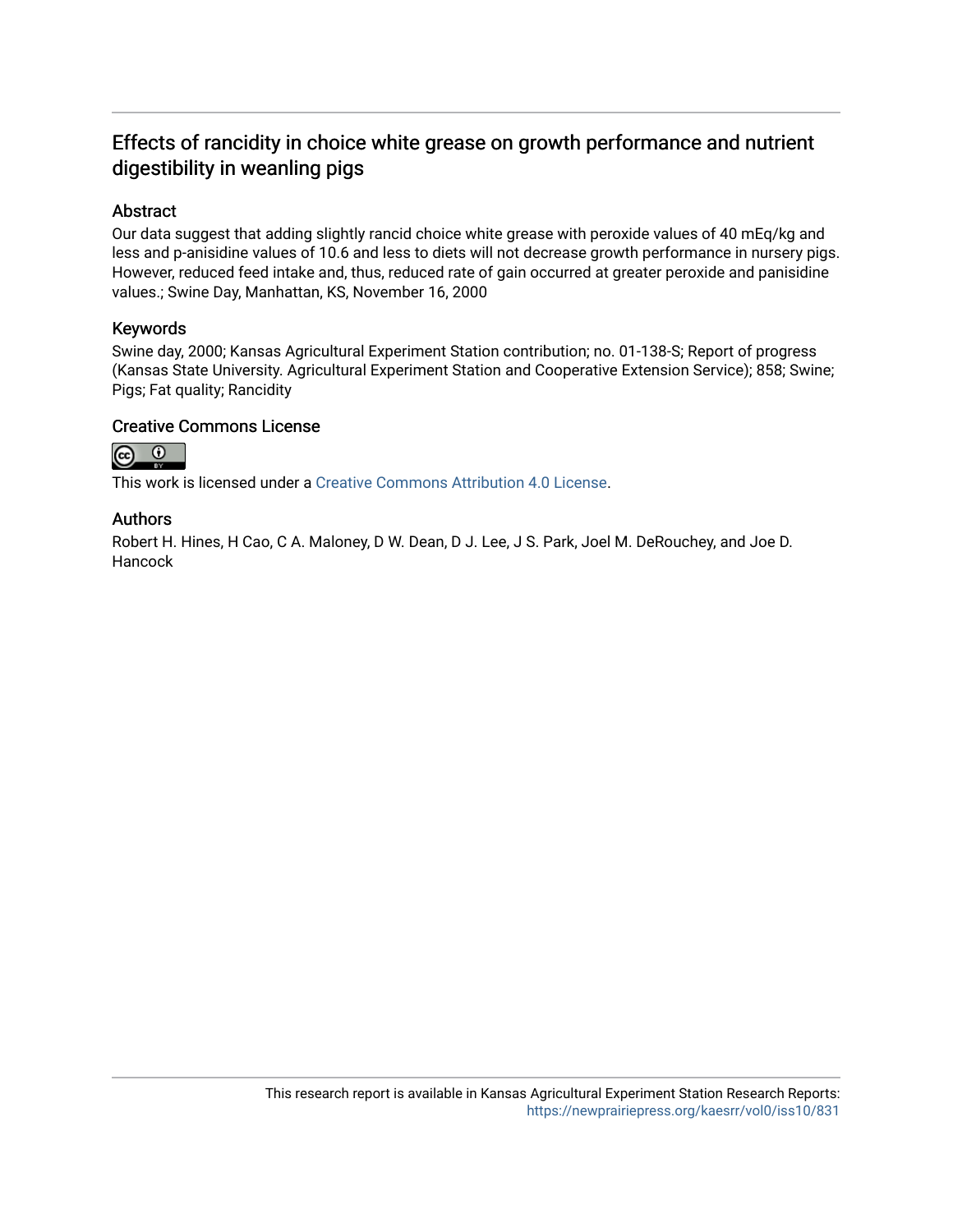# Effects of rancidity in choice white grease on growth performance and nutrient digestibility in weanling pigs

## Abstract

Our data suggest that adding slightly rancid choice white grease with peroxide values of 40 mEq/kg and less and p-anisidine values of 10.6 and less to diets will not decrease growth performance in nursery pigs. However, reduced feed intake and, thus, reduced rate of gain occurred at greater peroxide and panisidine values.; Swine Day, Manhattan, KS, November 16, 2000

## Keywords

Swine day, 2000; Kansas Agricultural Experiment Station contribution; no. 01-138-S; Report of progress (Kansas State University. Agricultural Experiment Station and Cooperative Extension Service); 858; Swine; Pigs; Fat quality; Rancidity

## Creative Commons License

This work is licensed under a Creative Commons Attribution 4.0 License.

## Authors

Robert H. Hines, H Cao, C A. Maloney, D W. Dean, D J. Lee, J S. Park, Joel M. DeRouchey, and Joe D. Hancock

This research report is available in Kansas Agricultural Experiment Station Research Reports: https://newprairiepress.org/kaesrr/vol0/iss10/831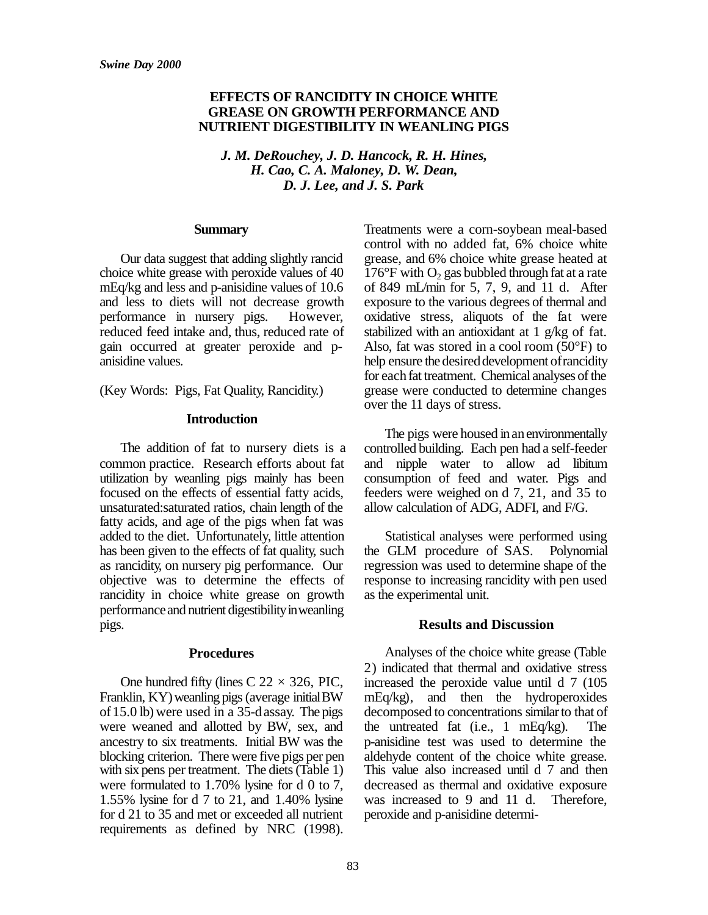*Swine Day 2000*

# EFFECTS OF RANCIDITY IN CHOICE WHITE GREASE ON GROWTH PERFORMANCE AND NUTRIENT DIGESTIBILITY IN WEANLING PIGS

***J. M. DeRouchey, J. D. Hancock, R. H. Hines, H. Cao, C. A. Maloney, D. W. Dean, D. J. Lee, and J. S. Park***

## Summary

Our data suggest that adding slightly rancid choice white grease with peroxide values of 40 mEq/kg and less and p-anisidine values of 10.6 and less to diets will not decrease growth performance in nursery pigs. However, reduced feed intake and, thus, reduced rate of gain occurred at greater peroxide and p-anisidine values.

(Key Words: Pigs, Fat Quality, Rancidity.)

## Introduction

The addition of fat to nursery diets is a common practice. Research efforts about fat utilization by weanling pigs mainly has been focused on the effects of essential fatty acids, unsaturated:saturated ratios, chain length of the fatty acids, and age of the pigs when fat was added to the diet. Unfortunately, little attention has been given to the effects of fat quality, such as rancidity, on nursery pig performance. Our objective was to determine the effects of rancidity in choice white grease on growth performance and nutrient digestibility in weanling pigs.

## Procedures

One hundred fifty (lines C 22 × 326, PIC, Franklin, KY) weanling pigs (average initial BW of 15.0 lb) were used in a 35-d assay. The pigs were weaned and allotted by BW, sex, and ancestry to six treatments. Initial BW was the blocking criterion. There were five pigs per pen with six pens per treatment. The diets (Table 1) were formulated to 1.70% lysine for d 0 to 7, 1.55% lysine for d 7 to 21, and 1.40% lysine for d 21 to 35 and met or exceeded all nutrient requirements as defined by NRC (1998). Treatments were a corn-soybean meal-based control with no added fat, 6% choice white grease, and 6% choice white grease heated at 176°F with $O_2$ gas bubbled through fat at a rate of 849 mL/min for 5, 7, 9, and 11 d. After exposure to the various degrees of thermal and oxidative stress, aliquots of the fat were stabilized with an antioxidant at 1 g/kg of fat. Also, fat was stored in a cool room (50°F) to help ensure the desired development of rancidity for each fat treatment. Chemical analyses of the grease were conducted to determine changes over the 11 days of stress.

The pigs were housed in an environmentally controlled building. Each pen had a self-feeder and nipple water to allow ad libitum consumption of feed and water. Pigs and feeders were weighed on d 7, 21, and 35 to allow calculation of ADG, ADFI, and F/G.

Statistical analyses were performed using the GLM procedure of SAS. Polynomial regression was used to determine shape of the response to increasing rancidity with pen used as the experimental unit.

## Results and Discussion

Analyses of the choice white grease (Table 2) indicated that thermal and oxidative stress increased the peroxide value until d 7 (105 mEq/kg), and then the hydroperoxides decomposed to concentrations similar to that of the untreated fat (i.e., 1 mEq/kg). The p-anisidine test was used to determine the aldehyde content of the choice white grease. This value also increased until d 7 and then decreased as thermal and oxidative exposure was increased to 9 and 11 d. Therefore, peroxide and p-anisidine determi-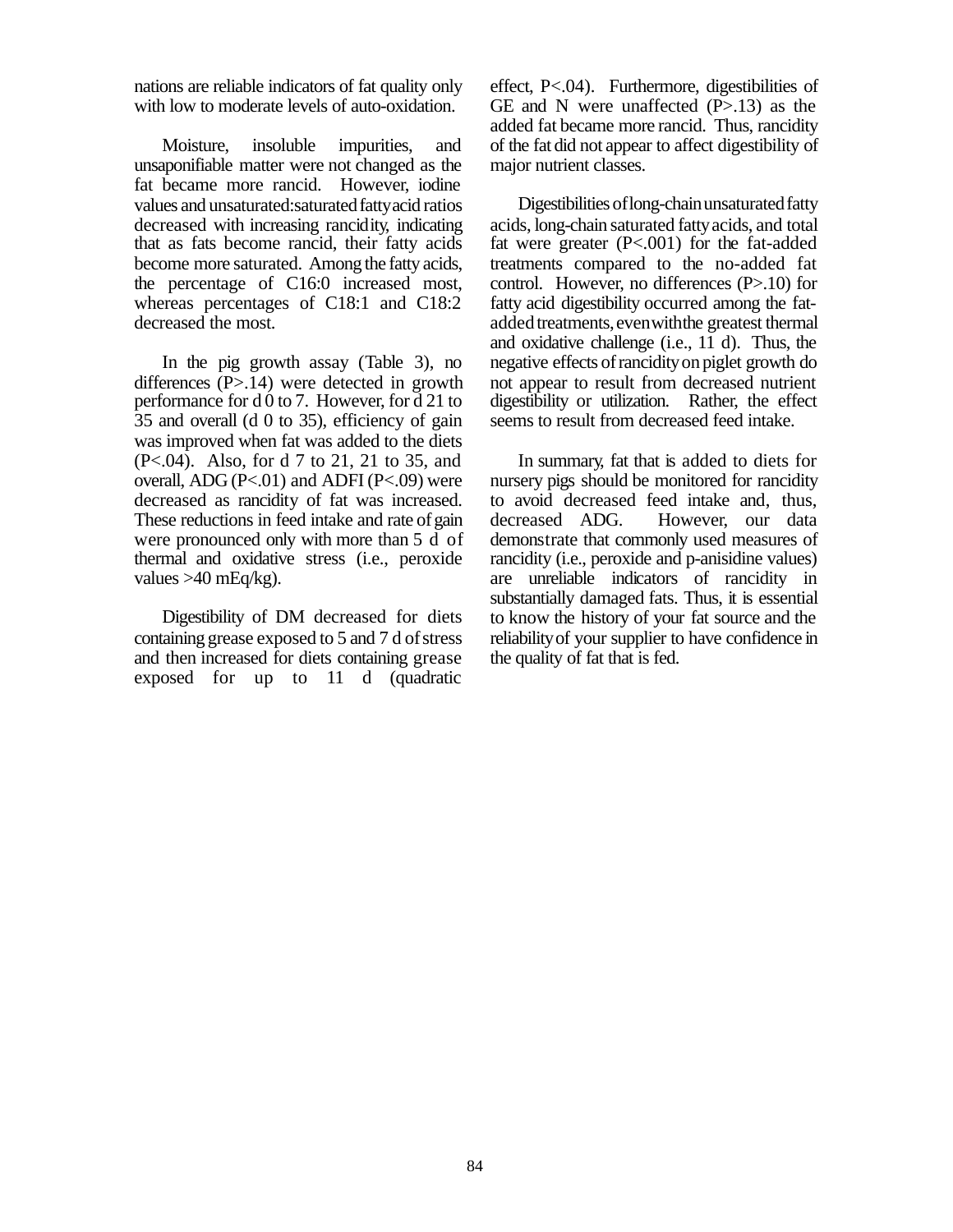nations are reliable indicators of fat quality only with low to moderate levels of auto-oxidation.

Moisture, insoluble impurities, and unsaponifiable matter were not changed as the fat became more rancid. However, iodine values and unsaturated:saturated fatty acid ratios decreased with increasing rancidity, indicating that as fats become rancid, their fatty acids become more saturated. Among the fatty acids, the percentage of C16:0 increased most, whereas percentages of C18:1 and C18:2 decreased the most.

In the pig growth assay (Table 3), no differences (P>.14) were detected in growth performance for d 0 to 7. However, for d 21 to 35 and overall (d 0 to 35), efficiency of gain was improved when fat was added to the diets (P<.04). Also, for d 7 to 21, 21 to 35, and overall, ADG (P<.01) and ADFI (P<.09) were decreased as rancidity of fat was increased. These reductions in feed intake and rate of gain were pronounced only with more than 5 d of thermal and oxidative stress (i.e., peroxide values >40 mEq/kg).

Digestibility of DM decreased for diets containing grease exposed to 5 and 7 d of stress and then increased for diets containing grease exposed for up to 11 d (quadratic effect, P<.04). Furthermore, digestibilities of GE and N were unaffected (P>.13) as the added fat became more rancid. Thus, rancidity of the fat did not appear to affect digestibility of major nutrient classes.

Digestibilities of long-chain unsaturated fatty acids, long-chain saturated fatty acids, and total fat were greater (P<.001) for the fat-added treatments compared to the no-added fat control. However, no differences (P>.10) for fatty acid digestibility occurred among the fat-added treatments, even with the greatest thermal and oxidative challenge (i.e., 11 d). Thus, the negative effects of rancidity on piglet growth do not appear to result from decreased nutrient digestibility or utilization. Rather, the effect seems to result from decreased feed intake.

In summary, fat that is added to diets for nursery pigs should be monitored for rancidity to avoid decreased feed intake and, thus, decreased ADG. However, our data demonstrate that commonly used measures of rancidity (i.e., peroxide and p-anisidine values) are unreliable indicators of rancidity in substantially damaged fats. Thus, it is essential to know the history of your fat source and the reliability of your supplier to have confidence in the quality of fat that is fed.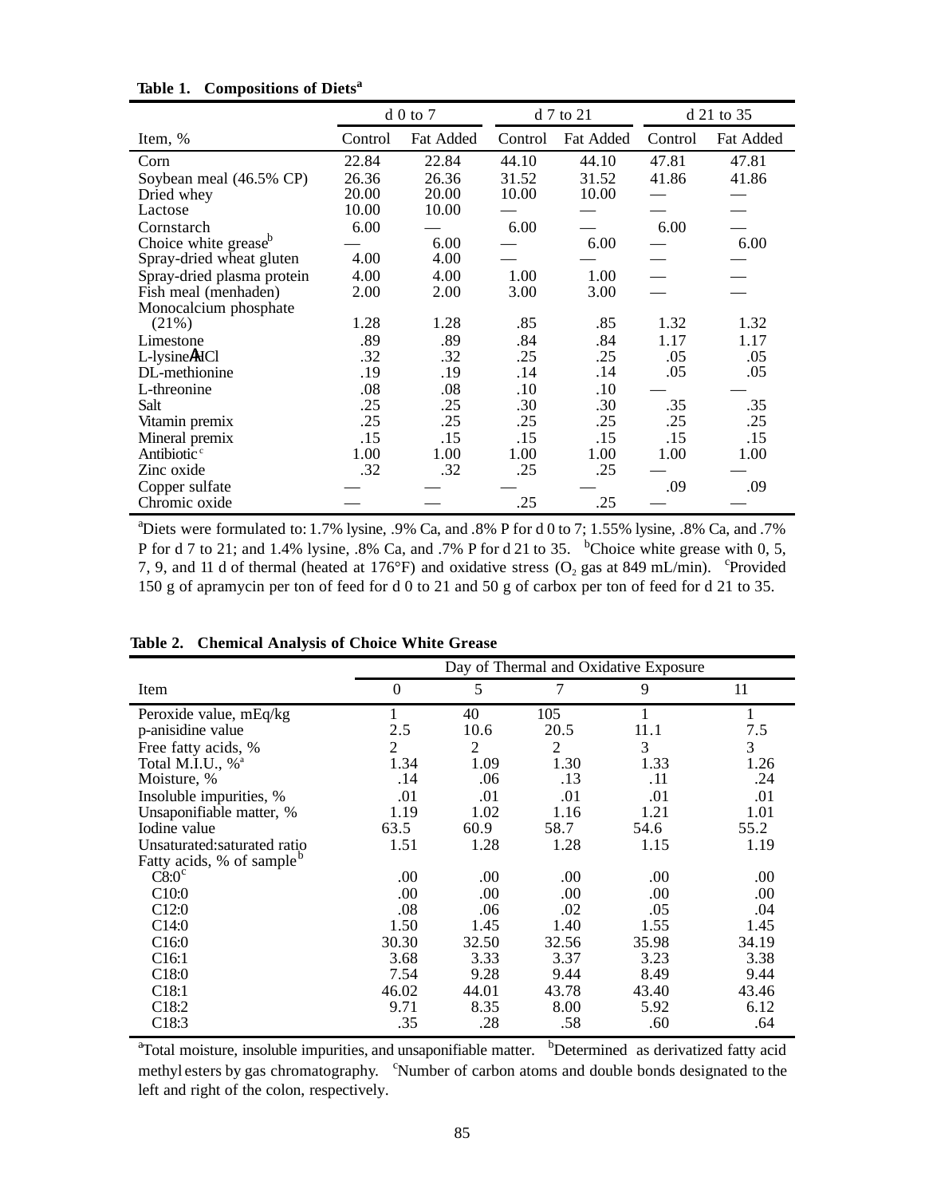**Table 1. Compositions of Diets[a]**

| Item, % | d 0 to 7 | | d 7 to 21 | | d 21 to 35 | |
|---|---|---|---|---|---|---|
| | Control | Fat Added | Control | Fat Added | Control | Fat Added |
| Corn | 22.84 | 22.84 | 44.10 | 44.10 | 47.81 | 47.81 |
| Soybean meal (46.5% CP) | 26.36 | 26.36 | 31.52 | 31.52 | 41.86 | 41.86 |
| Dried whey | 20.00 | 20.00 | 10.00 | 10.00 | — | — |
| Lactose | 10.00 | 10.00 | — | — | — | — |
| Cornstarch | 6.00 | — | 6.00 | — | 6.00 | — |
| Choice white grease[b] | — | 6.00 | — | 6.00 | — | 6.00 |
| Spray-dried wheat gluten | 4.00 | 4.00 | — | — | — | — |
| Spray-dried plasma protein | 4.00 | 4.00 | 1.00 | 1.00 | — | — |
| Fish meal (menhaden) | 2.00 | 2.00 | 3.00 | 3.00 | — | — |
| Monocalcium phosphate (21%) | 1.28 | 1.28 | .85 | .85 | 1.32 | 1.32 |
| Limestone | .89 | .89 | .84 | .84 | 1.17 | 1.17 |
| L-lysine·HCl | .32 | .32 | .25 | .25 | .05 | .05 |
| DL-methionine | .19 | .19 | .14 | .14 | .05 | .05 |
| L-threonine | .08 | .08 | .10 | .10 | — | — |
| Salt | .25 | .25 | .30 | .30 | .35 | .35 |
| Vitamin premix | .25 | .25 | .25 | .25 | .25 | .25 |
| Mineral premix | .15 | .15 | .15 | .15 | .15 | .15 |
| Antibiotic[c] | 1.00 | 1.00 | 1.00 | 1.00 | 1.00 | 1.00 |
| Zinc oxide | .32 | .32 | .25 | .25 | — | — |
| Copper sulfate | — | — | — | — | .09 | .09 |
| Chromic oxide | — | — | .25 | .25 | — | — |

[a]Diets were formulated to: 1.7% lysine, .9% Ca, and .8% P for d 0 to 7; 1.55% lysine, .8% Ca, and .7% P for d 7 to 21; and 1.4% lysine, .8% Ca, and .7% P for d 21 to 35. [b]Choice white grease with 0, 5, 7, 9, and 11 d of thermal (heated at 176°F) and oxidative stress ($O_2$ gas at 849 mL/min). [c]Provided 150 g of apramycin per ton of feed for d 0 to 21 and 50 g of carbox per ton of feed for d 21 to 35.

**Table 2. Chemical Analysis of Choice White Grease**

| Item | Day of Thermal and Oxidative Exposure | | | | |
|---|---|---|---|---|---|
| | 0 | 5 | 7 | 9 | 11 |
| Peroxide value, mEq/kg | 1 | 40 | 105 | 1 | 1 |
| p-anisidine value | 2.5 | 10.6 | 20.5 | 11.1 | 7.5 |
| Free fatty acids, % | 2 | 2 | 2 | 3 | 3 |
| Total M.I.U., %[a] | 1.34 | 1.09 | 1.30 | 1.33 | 1.26 |
| Moisture, % | .14 | .06 | .13 | .11 | .24 |
| Insoluble impurities, % | .01 | .01 | .01 | .01 | .01 |
| Unsaponifiable matter, % | 1.19 | 1.02 | 1.16 | 1.21 | 1.01 |
| Iodine value | 63.5 | 60.9 | 58.7 | 54.6 | 55.2 |
| Unsaturated:saturated ratio | 1.51 | 1.28 | 1.28 | 1.15 | 1.19 |
| Fatty acids, % of sample[b] | | | | | |
| C8:0[c] | .00 | .00 | .00 | .00 | .00 |
| C10:0 | .00 | .00 | .00 | .00 | .00 |
| C12:0 | .08 | .06 | .02 | .05 | .04 |
| C14:0 | 1.50 | 1.45 | 1.40 | 1.55 | 1.45 |
| C16:0 | 30.30 | 32.50 | 32.56 | 35.98 | 34.19 |
| C16:1 | 3.68 | 3.33 | 3.37 | 3.23 | 3.38 |
| C18:0 | 7.54 | 9.28 | 9.44 | 8.49 | 9.44 |
| C18:1 | 46.02 | 44.01 | 43.78 | 43.40 | 43.46 |
| C18:2 | 9.71 | 8.35 | 8.00 | 5.92 | 6.12 |
| C18:3 | .35 | .28 | .58 | .60 | .64 |

[a]Total moisture, insoluble impurities, and unsaponifiable matter. [b]Determined as derivatized fatty acid methyl esters by gas chromatography. [c]Number of carbon atoms and double bonds designated to the left and right of the colon, respectively.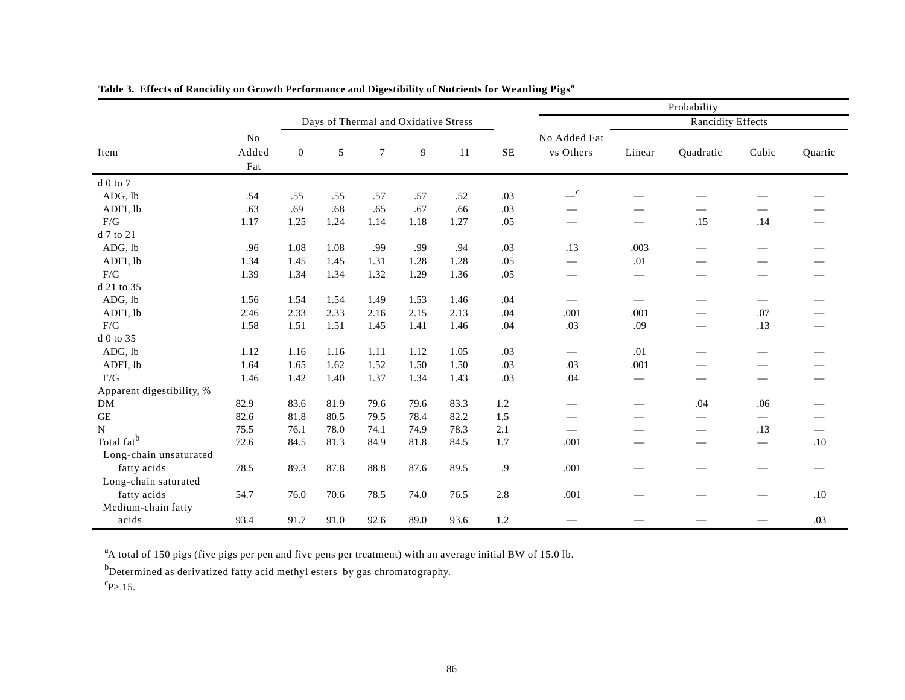**Table 3. Effects of Rancidity on Growth Performance and Digestibility of Nutrients for Weanling Pigs[a]**

| | | Days of Thermal and Oxidative Stress | | | | | | Probability | | | | |
|---|---|---|---|---|---|---|---|---|---|---|---|---|
| | | | | | | | | | Rancidity Effects | | | |
| Item | No Added Fat | 0 | 5 | 7 | 9 | 11 | SE | No Added Fat vs Others | Linear | Quadratic | Cubic | Quartic |
| d 0 to 7 | | | | | | | | | | | | |
| ADG, lb | .54 | .55 | .55 | .57 | .57 | .52 | .03 | —[c] | — | — | — | — |
| ADFI, lb | .63 | .69 | .68 | .65 | .67 | .66 | .03 | — | — | — | — | — |
| F/G | 1.17 | 1.25 | 1.24 | 1.14 | 1.18 | 1.27 | .05 | — | — | .15 | .14 | — |
| d 7 to 21 | | | | | | | | | | | | |
| ADG, lb | .96 | 1.08 | 1.08 | .99 | .99 | .94 | .03 | .13 | .003 | — | — | — |
| ADFI, lb | 1.34 | 1.45 | 1.45 | 1.31 | 1.28 | 1.28 | .05 | — | .01 | — | — | — |
| F/G | 1.39 | 1.34 | 1.34 | 1.32 | 1.29 | 1.36 | .05 | — | — | — | — | — |
| d 21 to 35 | | | | | | | | | | | | |
| ADG, lb | 1.56 | 1.54 | 1.54 | 1.49 | 1.53 | 1.46 | .04 | — | — | — | — | — |
| ADFI, lb | 2.46 | 2.33 | 2.33 | 2.16 | 2.15 | 2.13 | .04 | .001 | .001 | — | .07 | — |
| F/G | 1.58 | 1.51 | 1.51 | 1.45 | 1.41 | 1.46 | .04 | .03 | .09 | — | .13 | — |
| d 0 to 35 | | | | | | | | | | | | |
| ADG, lb | 1.12 | 1.16 | 1.16 | 1.11 | 1.12 | 1.05 | .03 | — | .01 | — | — | — |
| ADFI, lb | 1.64 | 1.65 | 1.62 | 1.52 | 1.50 | 1.50 | .03 | .03 | .001 | — | — | — |
| F/G | 1.46 | 1.42 | 1.40 | 1.37 | 1.34 | 1.43 | .03 | .04 | — | — | — | — |
| Apparent digestibility, % | | | | | | | | | | | | |
| DM | 82.9 | 83.6 | 81.9 | 79.6 | 79.6 | 83.3 | 1.2 | — | — | .04 | .06 | — |
| GE | 82.6 | 81.8 | 80.5 | 79.5 | 78.4 | 82.2 | 1.5 | — | — | — | — | — |
| N | 75.5 | 76.1 | 78.0 | 74.1 | 74.9 | 78.3 | 2.1 | — | — | — | .13 | — |
| Total fat[b] | 72.6 | 84.5 | 81.3 | 84.9 | 81.8 | 84.5 | 1.7 | .001 | — | — | — | .10 |
| Long-chain unsaturated fatty acids | 78.5 | 89.3 | 87.8 | 88.8 | 87.6 | 89.5 | .9 | .001 | — | — | — | — |
| Long-chain saturated fatty acids | 54.7 | 76.0 | 70.6 | 78.5 | 74.0 | 76.5 | 2.8 | .001 | — | — | — | .10 |
| Medium-chain fatty acids | 93.4 | 91.7 | 91.0 | 92.6 | 89.0 | 93.6 | 1.2 | — | — | — | — | .03 |

[a]A total of 150 pigs (five pigs per pen and five pens per treatment) with an average initial BW of 15.0 lb.

[b]Determined as derivatized fatty acid methyl esters by gas chromatography.

[c]P>.15.